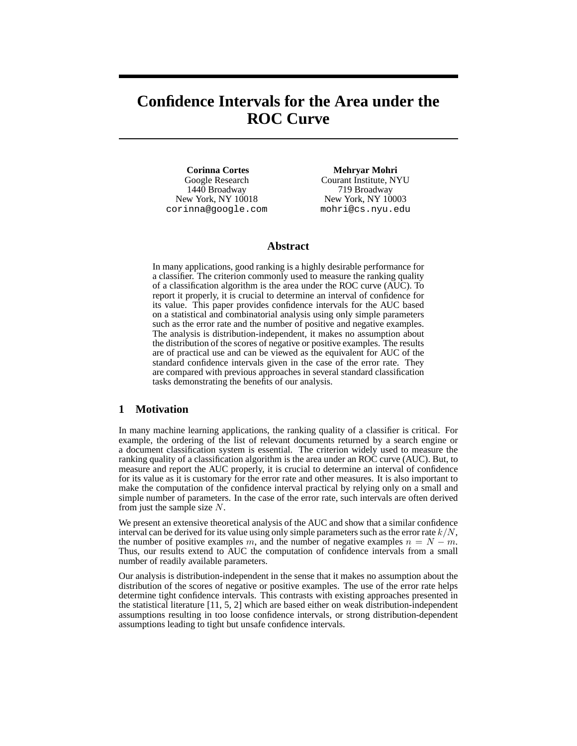# Confidence Intervals for the Area under the ROC Curve

**Corinna Cortes**
Google Research
1440 Broadway
New York, NY 10018
corinna@google.com

**Mehryar Mohri**
Courant Institute, NYU
719 Broadway
New York, NY 10003
mohri@cs.nyu.edu

## Abstract

In many applications, good ranking is a highly desirable performance for a classifier. The criterion commonly used to measure the ranking quality of a classification algorithm is the area under the ROC curve (AUC). To report it properly, it is crucial to determine an interval of confidence for its value. This paper provides confidence intervals for the AUC based on a statistical and combinatorial analysis using only simple parameters such as the error rate and the number of positive and negative examples. The analysis is distribution-independent, it makes no assumption about the distribution of the scores of negative or positive examples. The results are of practical use and can be viewed as the equivalent for AUC of the standard confidence intervals given in the case of the error rate. They are compared with previous approaches in several standard classification tasks demonstrating the benefits of our analysis.

## 1 Motivation

In many machine learning applications, the ranking quality of a classifier is critical. For example, the ordering of the list of relevant documents returned by a search engine or a document classification system is essential. The criterion widely used to measure the ranking quality of a classification algorithm is the area under an ROC curve (AUC). But, to measure and report the AUC properly, it is crucial to determine an interval of confidence for its value as it is customary for the error rate and other measures. It is also important to make the computation of the confidence interval practical by relying only on a small and simple number of parameters. In the case of the error rate, such intervals are often derived from just the sample size $N$.

We present an extensive theoretical analysis of the AUC and show that a similar confidence interval can be derived for its value using only simple parameters such as the error rate $k/N$, the number of positive examples $m$, and the number of negative examples $n = N - m$. Thus, our results extend to AUC the computation of confidence intervals from a small number of readily available parameters.

Our analysis is distribution-independent in the sense that it makes no assumption about the distribution of the scores of negative or positive examples. The use of the error rate helps determine tight confidence intervals. This contrasts with existing approaches presented in the statistical literature [11, 5, 2] which are based either on weak distribution-independent assumptions resulting in too loose confidence intervals, or strong distribution-dependent assumptions leading to tight but unsafe confidence intervals.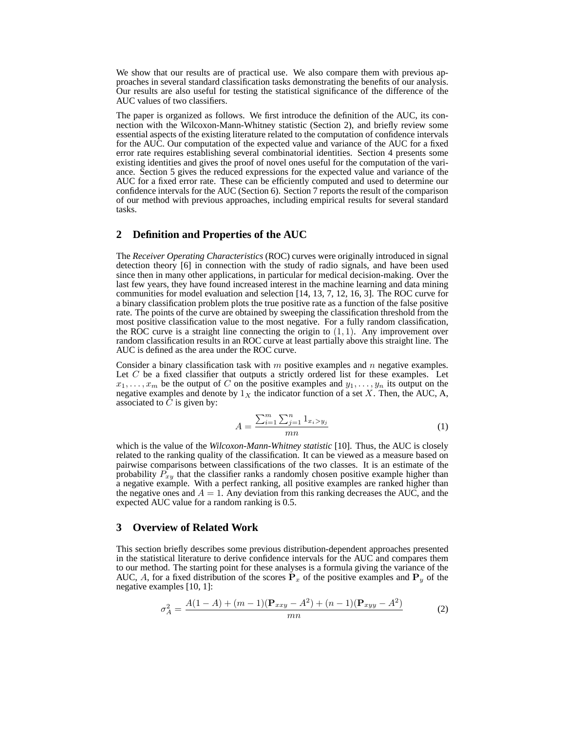We show that our results are of practical use. We also compare them with previous approaches in several standard classification tasks demonstrating the benefits of our analysis. Our results are also useful for testing the statistical significance of the difference of the AUC values of two classifiers.

The paper is organized as follows. We first introduce the definition of the AUC, its connection with the Wilcoxon-Mann-Whitney statistic (Section 2), and briefly review some essential aspects of the existing literature related to the computation of confidence intervals for the AUC. Our computation of the expected value and variance of the AUC for a fixed error rate requires establishing several combinatorial identities. Section 4 presents some existing identities and gives the proof of novel ones useful for the computation of the variance. Section 5 gives the reduced expressions for the expected value and variance of the AUC for a fixed error rate. These can be efficiently computed and used to determine our confidence intervals for the AUC (Section 6). Section 7 reports the result of the comparison of our method with previous approaches, including empirical results for several standard tasks.

## 2 Definition and Properties of the AUC

The *Receiver Operating Characteristics* (ROC) curves were originally introduced in signal detection theory [6] in connection with the study of radio signals, and have been used since then in many other applications, in particular for medical decision-making. Over the last few years, they have found increased interest in the machine learning and data mining communities for model evaluation and selection [14, 13, 7, 12, 16, 3]. The ROC curve for a binary classification problem plots the true positive rate as a function of the false positive rate. The points of the curve are obtained by sweeping the classification threshold from the most positive classification value to the most negative. For a fully random classification, the ROC curve is a straight line connecting the origin to $(1, 1)$. Any improvement over random classification results in an ROC curve at least partially above this straight line. The AUC is defined as the area under the ROC curve.

Consider a binary classification task with $m$ positive examples and $n$ negative examples. Let $C$ be a fixed classifier that outputs a strictly ordered list for these examples. Let $x_1, \ldots, x_m$ be the output of $C$ on the positive examples and $y_1, \ldots, y_n$ its output on the negative examples and denote by $1_X$ the indicator function of a set $X$. Then, the AUC, A, associated to $C$ is given by:

$$A = \frac{\sum_{i=1}^{m} \sum_{j=1}^{n} 1_{x_i > y_j}}{mn} \tag{1}$$

which is the value of the *Wilcoxon-Mann-Whitney statistic* [10]. Thus, the AUC is closely related to the ranking quality of the classification. It can be viewed as a measure based on pairwise comparisons between classifications of the two classes. It is an estimate of the probability $P_{xy}$ that the classifier ranks a randomly chosen positive example higher than a negative example. With a perfect ranking, all positive examples are ranked higher than the negative ones and $A = 1$. Any deviation from this ranking decreases the AUC, and the expected AUC value for a random ranking is 0.5.

## 3 Overview of Related Work

This section briefly describes some previous distribution-dependent approaches presented in the statistical literature to derive confidence intervals for the AUC and compares them to our method. The starting point for these analyses is a formula giving the variance of the AUC, $A$, for a fixed distribution of the scores $\mathbf{P}_x$ of the positive examples and $\mathbf{P}_y$ of the negative examples [10, 1]:

$$\sigma_A^2 = \frac{A(1-A) + (m-1)(\mathbf{P}_{xxy} - A^2) + (n-1)(\mathbf{P}_{xyy} - A^2)}{mn} \tag{2}$$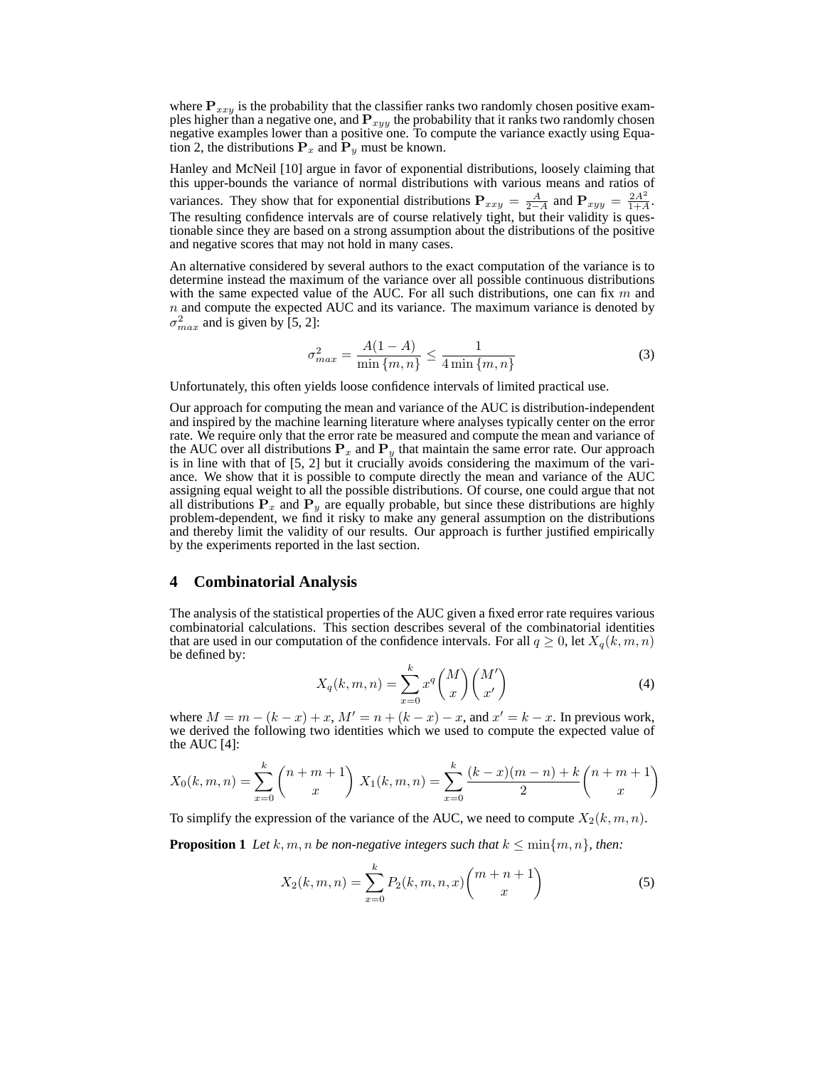where $\mathbf{P}_{xxy}$ is the probability that the classifier ranks two randomly chosen positive examples higher than a negative one, and $\mathbf{P}_{xyy}$ the probability that it ranks two randomly chosen negative examples lower than a positive one. To compute the variance exactly using Equation 2, the distributions $\mathbf{P}_x$ and $\mathbf{P}_y$ must be known.

Hanley and McNeil [10] argue in favor of exponential distributions, loosely claiming that this upper-bounds the variance of normal distributions with various means and ratios of variances. They show that for exponential distributions $\mathbf{P}_{xxy} = \frac{A}{2-A}$ and $\mathbf{P}_{xyy} = \frac{2A^2}{1+A}$. The resulting confidence intervals are of course relatively tight, but their validity is questionable since they are based on a strong assumption about the distributions of the positive and negative scores that may not hold in many cases.

An alternative considered by several authors to the exact computation of the variance is to determine instead the maximum of the variance over all possible continuous distributions with the same expected value of the AUC. For all such distributions, one can fix $m$ and $n$ and compute the expected AUC and its variance. The maximum variance is denoted by $\sigma^2_{max}$ and is given by [5, 2]:

$$\sigma^2_{max} = \frac{A(1-A)}{\min\{m,n\}} \leq \frac{1}{4\min\{m,n\}} \tag{3}$$

Unfortunately, this often yields loose confidence intervals of limited practical use.

Our approach for computing the mean and variance of the AUC is distribution-independent and inspired by the machine learning literature where analyses typically center on the error rate. We require only that the error rate be measured and compute the mean and variance of the AUC over all distributions $\mathbf{P}_x$ and $\mathbf{P}_y$ that maintain the same error rate. Our approach is in line with that of [5, 2] but it crucially avoids considering the maximum of the variance. We show that it is possible to compute directly the mean and variance of the AUC assigning equal weight to all the possible distributions. Of course, one could argue that not all distributions $\mathbf{P}_x$ and $\mathbf{P}_y$ are equally probable, but since these distributions are highly problem-dependent, we find it risky to make any general assumption on the distributions and thereby limit the validity of our results. Our approach is further justified empirically by the experiments reported in the last section.

## 4 Combinatorial Analysis

The analysis of the statistical properties of the AUC given a fixed error rate requires various combinatorial calculations. This section describes several of the combinatorial identities that are used in our computation of the confidence intervals. For all $q \geq 0$, let $X_q(k,m,n)$ be defined by:

$$X_q(k,m,n) = \sum_{x=0}^{k} x^q \binom{M}{x}\binom{M'}{x'} \tag{4}$$

where $M = m - (k-x) + x$, $M' = n + (k-x) - x$, and $x' = k - x$. In previous work, we derived the following two identities which we used to compute the expected value of the AUC [4]:

$$X_0(k,m,n) = \sum_{x=0}^{k} \binom{n+m+1}{x} \quad X_1(k,m,n) = \sum_{x=0}^{k} \frac{(k-x)(m-n)+k}{2}\binom{n+m+1}{x}$$

To simplify the expression of the variance of the AUC, we need to compute $X_2(k,m,n)$.

**Proposition 1** *Let $k, m, n$ be non-negative integers such that $k \leq \min\{m,n\}$, then:*

$$X_2(k,m,n) = \sum_{x=0}^{k} P_2(k,m,n,x)\binom{m+n+1}{x} \tag{5}$$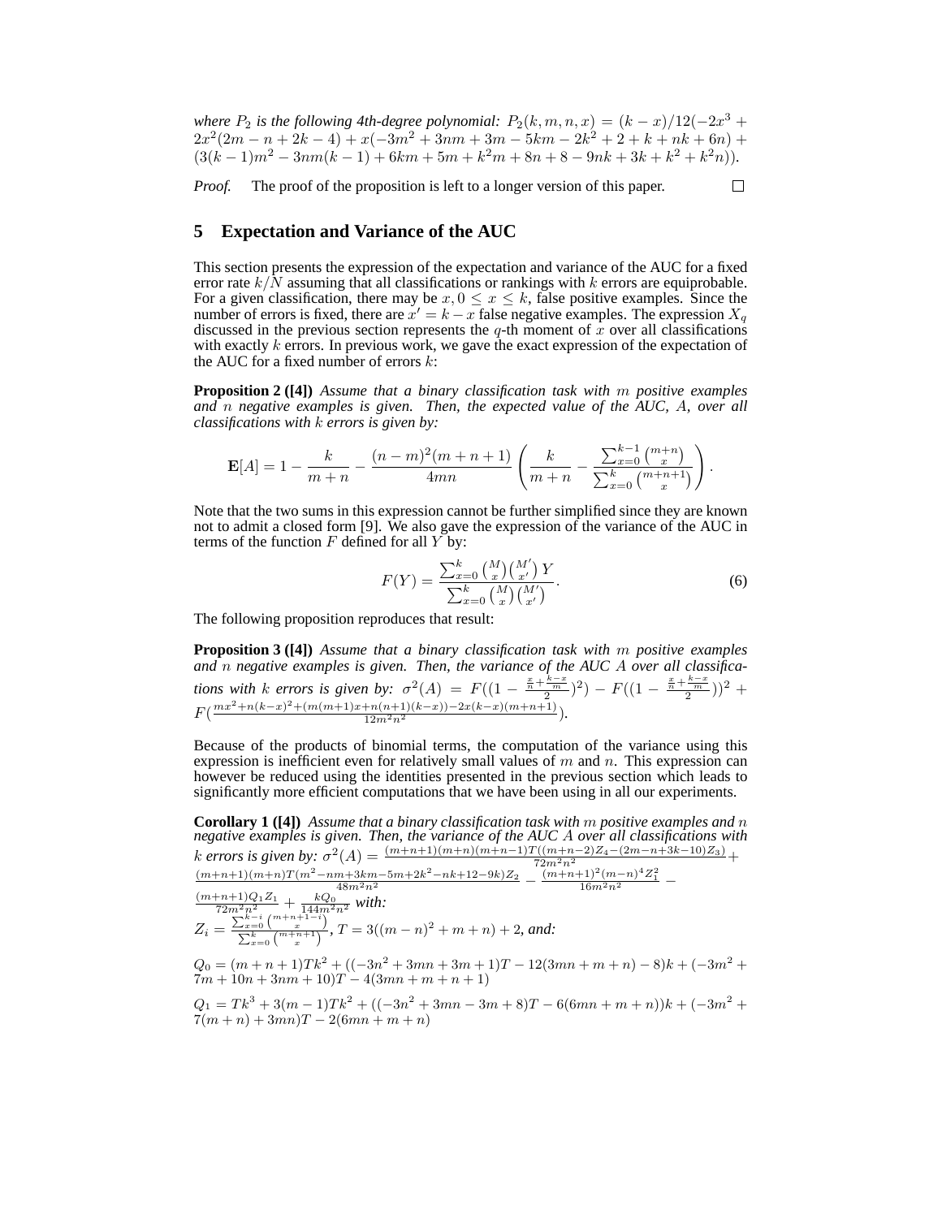*where $P_2$ is the following 4th-degree polynomial:* $P_2(k,m,n,x) = (k-x)/12(-2x^3 + 2x^2(2m-n+2k-4) + x(-3m^2+3nm+3m-5km-2k^2+2+k+nk+6n) + (3(k-1)m^2 - 3nm(k-1) + 6km + 5m + k^2m + 8n + 8 - 9nk + 3k + k^2 + k^2n))$.

*Proof.* The proof of the proposition is left to a longer version of this paper. □

## 5 Expectation and Variance of the AUC

This section presents the expression of the expectation and variance of the AUC for a fixed error rate $k/N$ assuming that all classifications or rankings with $k$ errors are equiprobable. For a given classification, there may be $x, 0 \leq x \leq k$, false positive examples. Since the number of errors is fixed, there are $x' = k - x$ false negative examples. The expression $X_q$ discussed in the previous section represents the $q$-th moment of $x$ over all classifications with exactly $k$ errors. In previous work, we gave the exact expression of the expectation of the AUC for a fixed number of errors $k$:

**Proposition 2 ([4])** *Assume that a binary classification task with $m$ positive examples and $n$ negative examples is given. Then, the expected value of the AUC, $A$, over all classifications with $k$ errors is given by:*

$$\mathbf{E}[A] = 1 - \frac{k}{m+n} - \frac{(n-m)^2(m+n+1)}{4mn}\left(\frac{k}{m+n} - \frac{\sum_{x=0}^{k-1}\binom{m+n}{x}}{\sum_{x=0}^{k}\binom{m+n+1}{x}}\right).$$

Note that the two sums in this expression cannot be further simplified since they are known not to admit a closed form [9]. We also gave the expression of the variance of the AUC in terms of the function $F$ defined for all $Y$ by:

$$F(Y) = \frac{\sum_{x=0}^{k}\binom{M}{x}\binom{M'}{x'}Y}{\sum_{x=0}^{k}\binom{M}{x}\binom{M'}{x'}}. \tag{6}$$

The following proposition reproduces that result:

**Proposition 3 ([4])** *Assume that a binary classification task with $m$ positive examples and $n$ negative examples is given. Then, the variance of the AUC $A$ over all classifications with $k$ errors is given by:* $\sigma^2(A) = F((1 - \frac{\frac{x}{n} + \frac{k-x}{m}}{2})^2) - F((1 - \frac{\frac{x}{n} + \frac{k-x}{m}}{2}))^2 + F(\frac{mx^2 + n(k-x)^2 + (m(m+1)x + n(n+1)(k-x)) - 2x(k-x)(m+n+1)}{12m^2n^2})$.

Because of the products of binomial terms, the computation of the variance using this expression is inefficient even for relatively small values of $m$ and $n$. This expression can however be reduced using the identities presented in the previous section which leads to significantly more efficient computations that we have been using in all our experiments.

**Corollary 1 ([4])** *Assume that a binary classification task with $m$ positive examples and $n$ negative examples is given. Then, the variance of the AUC $A$ over all classifications with $k$ errors is given by:* $\sigma^2(A) = \frac{(m+n+1)(m+n)(m+n-1)T((m+n-2)Z_4 - (2m-n+3k-10)Z_3)}{72m^2n^2} + \frac{(m+n+1)(m+n)T(m^2-nm+3km-5m+2k^2-nk+12-9k)Z_2}{48m^2n^2} - \frac{(m+n+1)^2(m-n)^4Z_1^2}{16m^2n^2} - \frac{(m+n+1)Q_1Z_1}{72m^2n^2} + \frac{kQ_0}{144m^2n^2}$ *with:*

$Z_i = \frac{\sum_{x=0}^{k-i}\binom{m+n+1-i}{x}}{\sum_{x=0}^{k}\binom{m+n+1}{x}}$, $T = 3((m-n)^2 + m + n) + 2$, *and:*

$Q_0 = (m+n+1)Tk^2 + ((-3n^2+3mn+3m+1)T - 12(3mn+m+n) - 8)k + (-3m^2 + 7m + 10n + 3nm + 10)T - 4(3mn + m + n + 1)$

$Q_1 = Tk^3 + 3(m-1)Tk^2 + ((-3n^2+3mn-3m+8)T - 6(6mn+m+n))k + (-3m^2 + 7(m+n) + 3mn)T - 2(6mn + m + n)$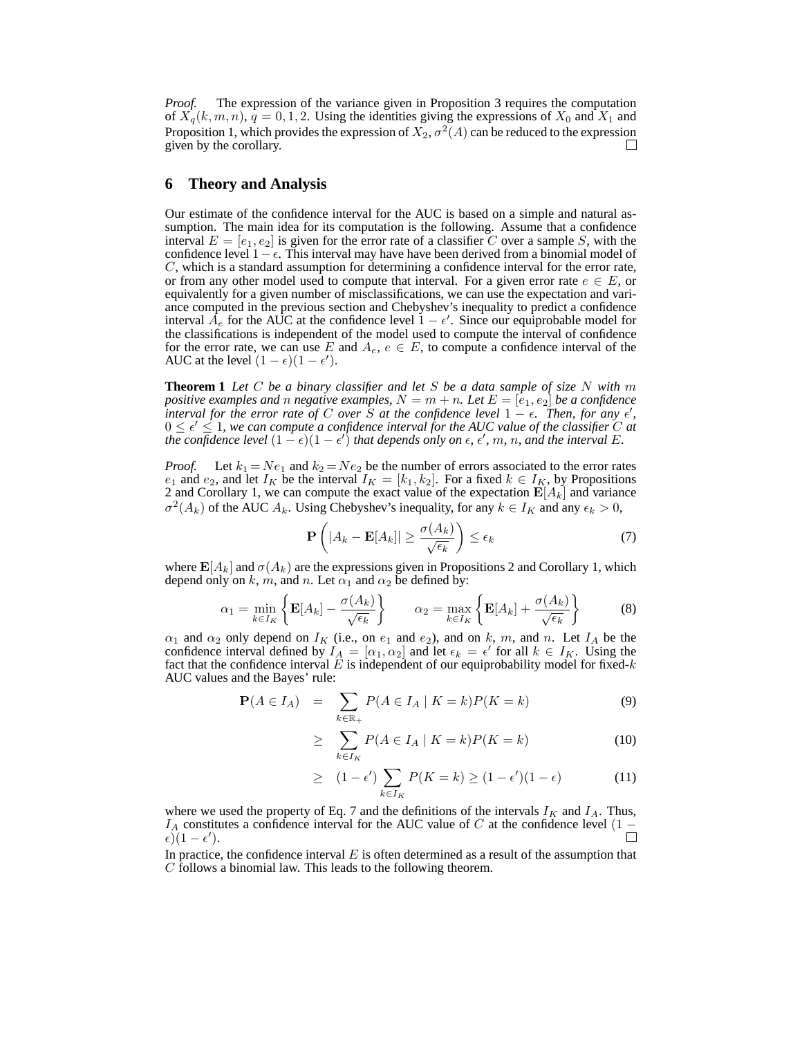*Proof.* The expression of the variance given in Proposition 3 requires the computation of $X_q(k, m, n)$, $q = 0, 1, 2$. Using the identities giving the expressions of $X_0$ and $X_1$ and Proposition 1, which provides the expression of $X_2$, $\sigma^2(A)$ can be reduced to the expression given by the corollary. □

## 6 Theory and Analysis

Our estimate of the confidence interval for the AUC is based on a simple and natural assumption. The main idea for its computation is the following. Assume that a confidence interval $E = [e_1, e_2]$ is given for the error rate of a classifier $C$ over a sample $S$, with the confidence level $1 - \epsilon$. This interval may have have been derived from a binomial model of $C$, which is a standard assumption for determining a confidence interval for the error rate, or from any other model used to compute that interval. For a given error rate $e \in E$, or equivalently for a given number of misclassifications, we can use the expectation and variance computed in the previous section and Chebyshev's inequality to predict a confidence interval $A_e$ for the AUC at the confidence level $1 - \epsilon'$. Since our equiprobable model for the classifications is independent of the model used to compute the interval of confidence for the error rate, we can use $E$ and $A_e$, $e \in E$, to compute a confidence interval of the AUC at the level $(1 - \epsilon)(1 - \epsilon')$.

**Theorem 1** *Let $C$ be a binary classifier and let $S$ be a data sample of size $N$ with $m$ positive examples and $n$ negative examples, $N = m + n$. Let $E = [e_1, e_2]$ be a confidence interval for the error rate of $C$ over $S$ at the confidence level $1 - \epsilon$. Then, for any $\epsilon'$, $0 \leq \epsilon' \leq 1$, we can compute a confidence interval for the AUC value of the classifier $C$ at the confidence level $(1 - \epsilon)(1 - \epsilon')$ that depends only on $\epsilon$, $\epsilon'$, $m$, $n$, and the interval $E$.*

*Proof.* Let $k_1 = Ne_1$ and $k_2 = Ne_2$ be the number of errors associated to the error rates $e_1$ and $e_2$, and let $I_K$ be the interval $I_K = [k_1, k_2]$. For a fixed $k \in I_K$, by Propositions 2 and Corollary 1, we can compute the exact value of the expectation $\mathbf{E}[A_k]$ and variance $\sigma^2(A_k)$ of the AUC $A_k$. Using Chebyshev's inequality, for any $k \in I_K$ and any $\epsilon_k > 0$,

$$\mathbf{P}\left(|A_k - \mathbf{E}[A_k]| \geq \frac{\sigma(A_k)}{\sqrt{\epsilon_k}}\right) \leq \epsilon_k \tag{7}$$

where $\mathbf{E}[A_k]$ and $\sigma(A_k)$ are the expressions given in Propositions 2 and Corollary 1, which depend only on $k$, $m$, and $n$. Let $\alpha_1$ and $\alpha_2$ be defined by:

$$\alpha_1 = \min_{k \in I_K} \left\{ \mathbf{E}[A_k] - \frac{\sigma(A_k)}{\sqrt{\epsilon_k}} \right\} \qquad \alpha_2 = \max_{k \in I_K} \left\{ \mathbf{E}[A_k] + \frac{\sigma(A_k)}{\sqrt{\epsilon_k}} \right\} \tag{8}$$

$\alpha_1$ and $\alpha_2$ only depend on $I_K$ (i.e., on $e_1$ and $e_2$), and on $k$, $m$, and $n$. Let $I_A$ be the confidence interval defined by $I_A = [\alpha_1, \alpha_2]$ and let $\epsilon_k = \epsilon'$ for all $k \in I_K$. Using the fact that the confidence interval $E$ is independent of our equiprobability model for fixed-$k$ AUC values and the Bayes' rule:

$$\begin{aligned}
\mathbf{P}(A \in I_A) &= \sum_{k \in \mathbb{R}_+} P(A \in I_A \mid K = k) P(K = k) && (9) \\
&\geq \sum_{k \in I_K} P(A \in I_A \mid K = k) P(K = k) && (10) \\
&\geq (1 - \epsilon') \sum_{k \in I_K} P(K = k) \geq (1 - \epsilon')(1 - \epsilon) && (11)
\end{aligned}$$

where we used the property of Eq. 7 and the definitions of the intervals $I_K$ and $I_A$. Thus, $I_A$ constitutes a confidence interval for the AUC value of $C$ at the confidence level $(1 - \epsilon)(1 - \epsilon')$. □

In practice, the confidence interval $E$ is often determined as a result of the assumption that $C$ follows a binomial law. This leads to the following theorem.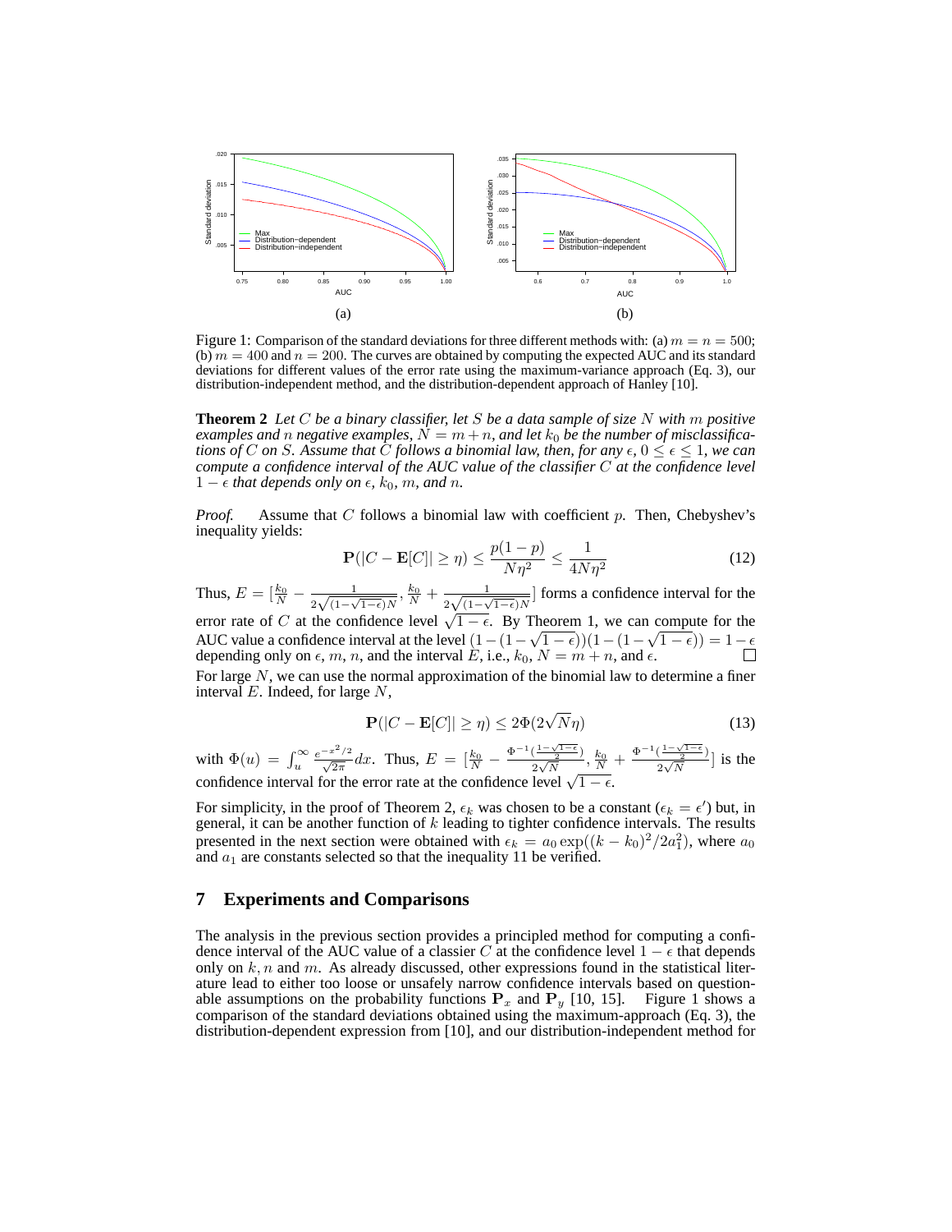Figure 1: Comparison of the standard deviations for three different methods with: (a) $m = n = 500$; (b) $m = 400$ and $n = 200$. The curves are obtained by computing the expected AUC and its standard deviations for different values of the error rate using the maximum-variance approach (Eq. 3), our distribution-independent method, and the distribution-dependent approach of Hanley [10].

**Theorem 2** *Let $C$ be a binary classifier, let $S$ be a data sample of size $N$ with $m$ positive examples and $n$ negative examples, $N = m + n$, and let $k_0$ be the number of misclassifications of $C$ on $S$. Assume that $C$ follows a binomial law, then, for any $\epsilon$, $0 \leq \epsilon \leq 1$, we can compute a confidence interval of the AUC value of the classifier $C$ at the confidence level $1 - \epsilon$ that depends only on $\epsilon$, $k_0$, $m$, and $n$.*

*Proof.* Assume that $C$ follows a binomial law with coefficient $p$. Then, Chebyshev's inequality yields:

$$\mathbf{P}(|C - \mathbf{E}[C]| \geq \eta) \leq \frac{p(1-p)}{N\eta^2} \leq \frac{1}{4N\eta^2} \tag{12}$$

Thus, $E = [\frac{k_0}{N} - \frac{1}{2\sqrt{(1-\sqrt{1-\epsilon})N}}, \frac{k_0}{N} + \frac{1}{2\sqrt{(1-\sqrt{1-\epsilon})N}}]$ forms a confidence interval for the error rate of $C$ at the confidence level $\sqrt{1-\epsilon}$. By Theorem 1, we can compute for the AUC value a confidence interval at the level $(1 - (1 - \sqrt{1-\epsilon}))(1 - (1 - \sqrt{1-\epsilon})) = 1 - \epsilon$ depending only on $\epsilon$, $m$, $n$, and the interval $E$, i.e., $k_0$, $N = m + n$, and $\epsilon$. □

For large $N$, we can use the normal approximation of the binomial law to determine a finer interval $E$. Indeed, for large $N$,

$$\mathbf{P}(|C - \mathbf{E}[C]| \geq \eta) \leq 2\Phi(2\sqrt{N}\eta) \tag{13}$$

with $\Phi(u) = \int_u^\infty \frac{e^{-x^2/2}}{\sqrt{2\pi}} dx$. Thus, $E = [\frac{k_0}{N} - \frac{\Phi^{-1}(\frac{1-\sqrt{1-\epsilon}}{2})}{2\sqrt{N}}, \frac{k_0}{N} + \frac{\Phi^{-1}(\frac{1-\sqrt{1-\epsilon}}{2})}{2\sqrt{N}}]$ is the confidence interval for the error rate at the confidence level $\sqrt{1-\epsilon}$.

For simplicity, in the proof of Theorem 2, $\epsilon_k$ was chosen to be a constant ($\epsilon_k = \epsilon'$) but, in general, it can be another function of $k$ leading to tighter confidence intervals. The results presented in the next section were obtained with $\epsilon_k = a_0 \exp((k - k_0)^2/2a_1^2)$, where $a_0$ and $a_1$ are constants selected so that the inequality 11 be verified.

## 7 Experiments and Comparisons

The analysis in the previous section provides a principled method for computing a confidence interval of the AUC value of a classier $C$ at the confidence level $1 - \epsilon$ that depends only on $k$, $n$ and $m$. As already discussed, other expressions found in the statistical literature lead to either too loose or unsafely narrow confidence intervals based on questionable assumptions on the probability functions $\mathbf{P}_x$ and $\mathbf{P}_y$ [10, 15]. Figure 1 shows a comparison of the standard deviations obtained using the maximum-approach (Eq. 3), the distribution-dependent expression from [10], and our distribution-independent method for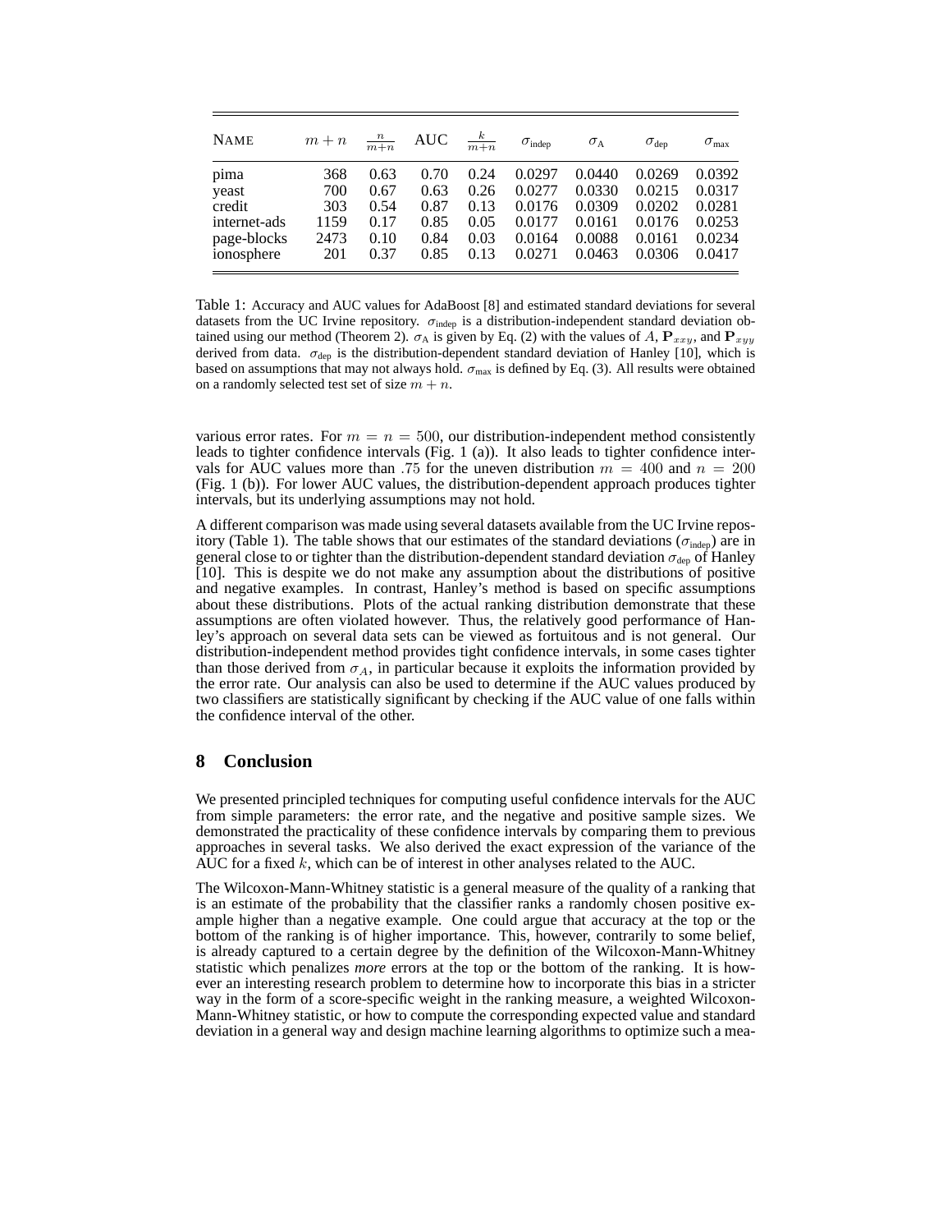| NAME | $m+n$ | $\frac{n}{m+n}$ | AUC | $\frac{k}{m+n}$ | $\sigma_{\text{indep}}$ | $\sigma_{\text{A}}$ | $\sigma_{\text{dep}}$ | $\sigma_{\text{max}}$ |
|---|---|---|---|---|---|---|---|---|
| pima | 368 | 0.63 | 0.70 | 0.24 | 0.0297 | 0.0440 | 0.0269 | 0.0392 |
| yeast | 700 | 0.67 | 0.63 | 0.26 | 0.0277 | 0.0330 | 0.0215 | 0.0317 |
| credit | 303 | 0.54 | 0.87 | 0.13 | 0.0176 | 0.0309 | 0.0202 | 0.0281 |
| internet-ads | 1159 | 0.17 | 0.85 | 0.05 | 0.0177 | 0.0161 | 0.0176 | 0.0253 |
| page-blocks | 2473 | 0.10 | 0.84 | 0.03 | 0.0164 | 0.0088 | 0.0161 | 0.0234 |
| ionosphere | 201 | 0.37 | 0.85 | 0.13 | 0.0271 | 0.0463 | 0.0306 | 0.0417 |

Table 1: Accuracy and AUC values for AdaBoost [8] and estimated standard deviations for several datasets from the UC Irvine repository. $\sigma_{\text{indep}}$ is a distribution-independent standard deviation obtained using our method (Theorem 2). $\sigma_{\text{A}}$ is given by Eq. (2) with the values of $A$, $\mathbf{P}_{xxy}$, and $\mathbf{P}_{xyy}$ derived from data. $\sigma_{\text{dep}}$ is the distribution-dependent standard deviation of Hanley [10], which is based on assumptions that may not always hold. $\sigma_{\text{max}}$ is defined by Eq. (3). All results were obtained on a randomly selected test set of size $m+n$.

various error rates. For $m = n = 500$, our distribution-independent method consistently leads to tighter confidence intervals (Fig. 1 (a)). It also leads to tighter confidence intervals for AUC values more than .75 for the uneven distribution $m = 400$ and $n = 200$ (Fig. 1 (b)). For lower AUC values, the distribution-dependent approach produces tighter intervals, but its underlying assumptions may not hold.

A different comparison was made using several datasets available from the UC Irvine repository (Table 1). The table shows that our estimates of the standard deviations ($\sigma_{\text{indep}}$) are in general close to or tighter than the distribution-dependent standard deviation $\sigma_{\text{dep}}$ of Hanley [10]. This is despite we do not make any assumption about the distributions of positive and negative examples. In contrast, Hanley's method is based on specific assumptions about these distributions. Plots of the actual ranking distribution demonstrate that these assumptions are often violated however. Thus, the relatively good performance of Hanley's approach on several data sets can be viewed as fortuitous and is not general. Our distribution-independent method provides tight confidence intervals, in some cases tighter than those derived from $\sigma_A$, in particular because it exploits the information provided by the error rate. Our analysis can also be used to determine if the AUC values produced by two classifiers are statistically significant by checking if the AUC value of one falls within the confidence interval of the other.

## 8 Conclusion

We presented principled techniques for computing useful confidence intervals for the AUC from simple parameters: the error rate, and the negative and positive sample sizes. We demonstrated the practicality of these confidence intervals by comparing them to previous approaches in several tasks. We also derived the exact expression of the variance of the AUC for a fixed $k$, which can be of interest in other analyses related to the AUC.

The Wilcoxon-Mann-Whitney statistic is a general measure of the quality of a ranking that is an estimate of the probability that the classifier ranks a randomly chosen positive example higher than a negative example. One could argue that accuracy at the top or the bottom of the ranking is of higher importance. This, however, contrarily to some belief, is already captured to a certain degree by the definition of the Wilcoxon-Mann-Whitney statistic which penalizes *more* errors at the top or the bottom of the ranking. It is however an interesting research problem to determine how to incorporate this bias in a stricter way in the form of a score-specific weight in the ranking measure, a weighted Wilcoxon-Mann-Whitney statistic, or how to compute the corresponding expected value and standard deviation in a general way and design machine learning algorithms to optimize such a mea-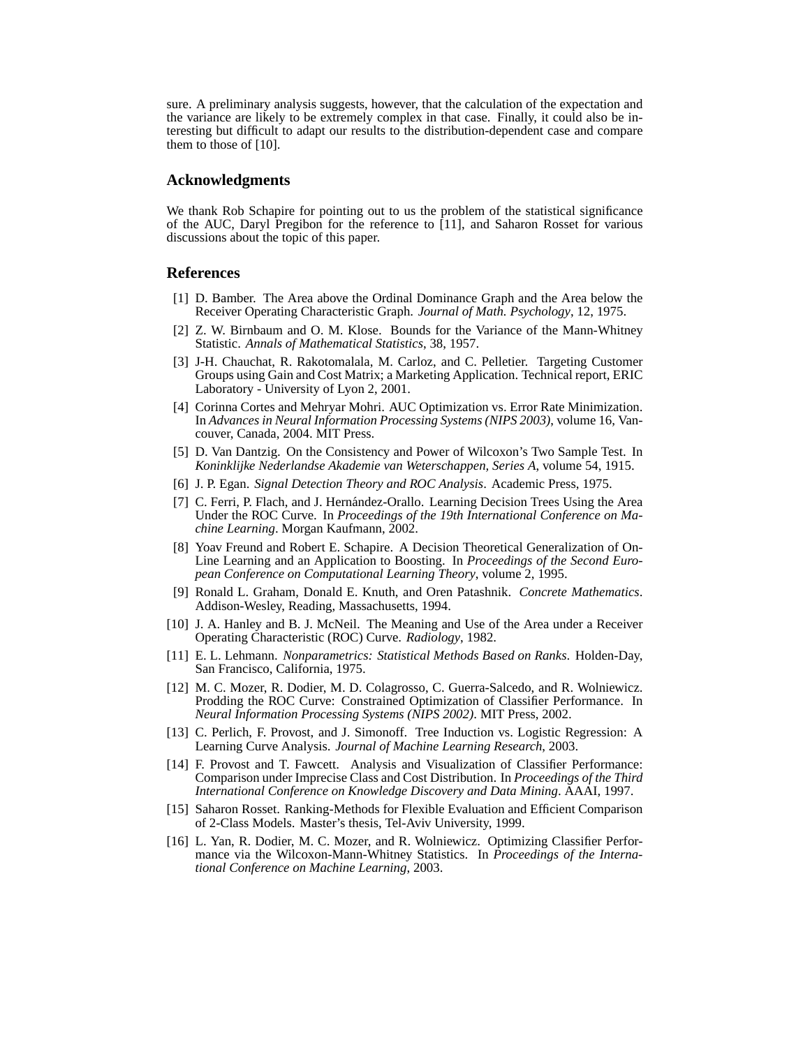sure. A preliminary analysis suggests, however, that the calculation of the expectation and the variance are likely to be extremely complex in that case. Finally, it could also be interesting but difficult to adapt our results to the distribution-dependent case and compare them to those of [10].

## Acknowledgments

We thank Rob Schapire for pointing out to us the problem of the statistical significance of the AUC, Daryl Pregibon for the reference to [11], and Saharon Rosset for various discussions about the topic of this paper.

## References

[1] D. Bamber. The Area above the Ordinal Dominance Graph and the Area below the Receiver Operating Characteristic Graph. *Journal of Math. Psychology*, 12, 1975.

[2] Z. W. Birnbaum and O. M. Klose. Bounds for the Variance of the Mann-Whitney Statistic. *Annals of Mathematical Statistics*, 38, 1957.

[3] J-H. Chauchat, R. Rakotomalala, M. Carloz, and C. Pelletier. Targeting Customer Groups using Gain and Cost Matrix; a Marketing Application. Technical report, ERIC Laboratory - University of Lyon 2, 2001.

[4] Corinna Cortes and Mehryar Mohri. AUC Optimization vs. Error Rate Minimization. In *Advances in Neural Information Processing Systems (NIPS 2003)*, volume 16, Vancouver, Canada, 2004. MIT Press.

[5] D. Van Dantzig. On the Consistency and Power of Wilcoxon's Two Sample Test. In *Koninklijke Nederlandse Akademie van Weterschappen, Series A*, volume 54, 1915.

[6] J. P. Egan. *Signal Detection Theory and ROC Analysis*. Academic Press, 1975.

[7] C. Ferri, P. Flach, and J. Hernández-Orallo. Learning Decision Trees Using the Area Under the ROC Curve. In *Proceedings of the 19th International Conference on Machine Learning*. Morgan Kaufmann, 2002.

[8] Yoav Freund and Robert E. Schapire. A Decision Theoretical Generalization of On-Line Learning and an Application to Boosting. In *Proceedings of the Second European Conference on Computational Learning Theory*, volume 2, 1995.

[9] Ronald L. Graham, Donald E. Knuth, and Oren Patashnik. *Concrete Mathematics*. Addison-Wesley, Reading, Massachusetts, 1994.

[10] J. A. Hanley and B. J. McNeil. The Meaning and Use of the Area under a Receiver Operating Characteristic (ROC) Curve. *Radiology*, 1982.

[11] E. L. Lehmann. *Nonparametrics: Statistical Methods Based on Ranks*. Holden-Day, San Francisco, California, 1975.

[12] M. C. Mozer, R. Dodier, M. D. Colagrosso, C. Guerra-Salcedo, and R. Wolniewicz. Prodding the ROC Curve: Constrained Optimization of Classifier Performance. In *Neural Information Processing Systems (NIPS 2002)*. MIT Press, 2002.

[13] C. Perlich, F. Provost, and J. Simonoff. Tree Induction vs. Logistic Regression: A Learning Curve Analysis. *Journal of Machine Learning Research*, 2003.

[14] F. Provost and T. Fawcett. Analysis and Visualization of Classifier Performance: Comparison under Imprecise Class and Cost Distribution. In *Proceedings of the Third International Conference on Knowledge Discovery and Data Mining*. AAAI, 1997.

[15] Saharon Rosset. Ranking-Methods for Flexible Evaluation and Efficient Comparison of 2-Class Models. Master's thesis, Tel-Aviv University, 1999.

[16] L. Yan, R. Dodier, M. C. Mozer, and R. Wolniewicz. Optimizing Classifier Performance via the Wilcoxon-Mann-Whitney Statistics. In *Proceedings of the International Conference on Machine Learning*, 2003.